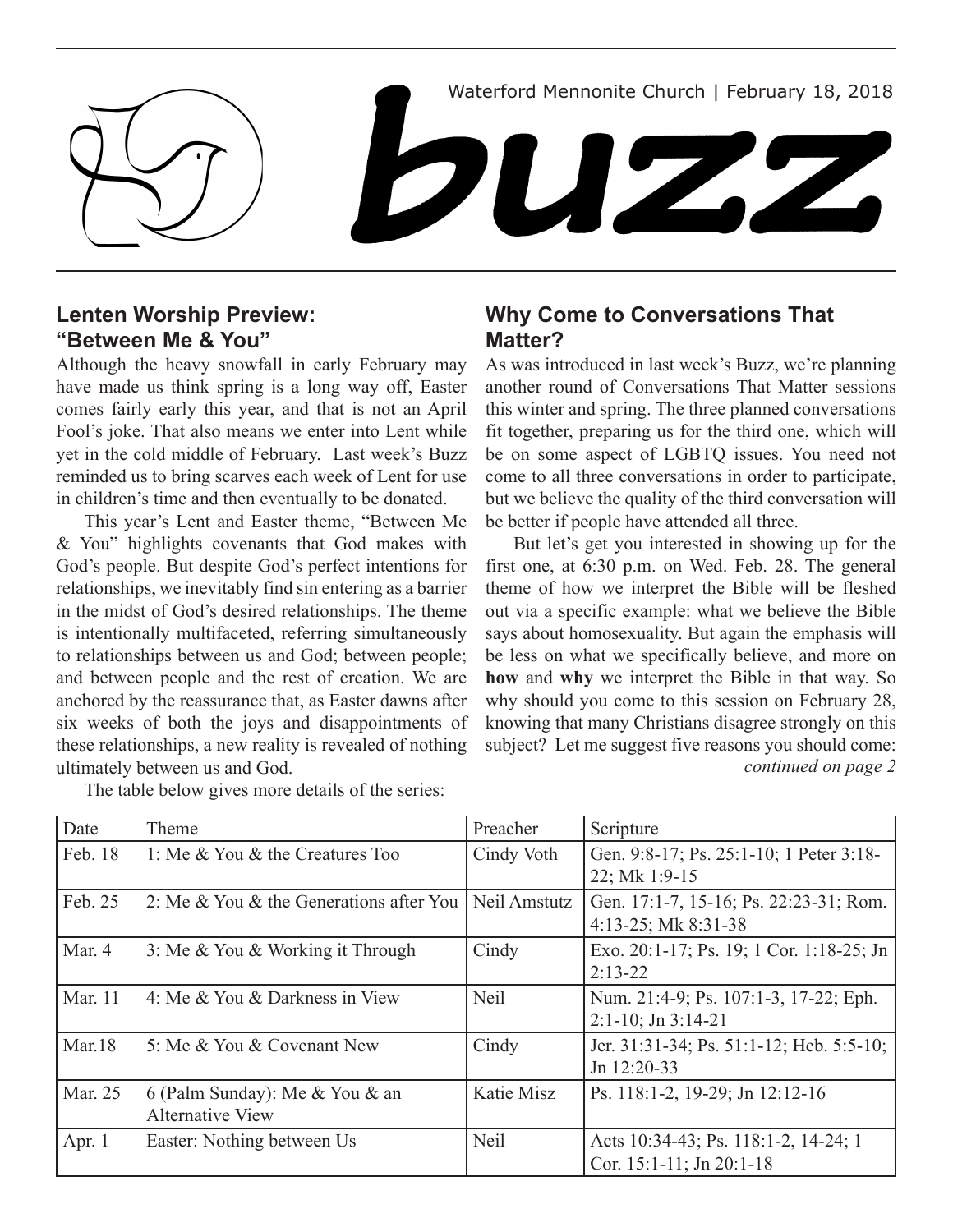Waterford Mennonite Church | February 18, 2018

# buzz

## Lenten Worship Preview: "Between Me & You"

Although the heavy snowfall in early February may have made us think spring is a long way off, Easter comes fairly early this year, and that is not an April Fool's joke. That also means we enter into Lent while yet in the cold middle of February. Last week's Buzz reminded us to bring scarves each week of Lent for use in children's time and then eventually to be donated.

This year's Lent and Easter theme, "Between Me & You" highlights covenants that God makes with God's people. But despite God's perfect intentions for relationships, we inevitably find sin entering as a barrier in the midst of God's desired relationships. The theme is intentionally multifaceted, referring simultaneously to relationships between us and God; between people; and between people and the rest of creation. We are anchored by the reassurance that, as Easter dawns after six weeks of both the joys and disappointments of these relationships, a new reality is revealed of nothing ultimately between us and God.

The table below gives more details of the series:

| Date | Theme | Preacher | Scripture |
|---|---|---|---|
| Feb. 18 | 1: Me & You & the Creatures Too | Cindy Voth | Gen. 9:8-17; Ps. 25:1-10; 1 Peter 3:18-22; Mk 1:9-15 |
| Feb. 25 | 2: Me & You & the Generations after You | Neil Amstutz | Gen. 17:1-7, 15-16; Ps. 22:23-31; Rom. 4:13-25; Mk 8:31-38 |
| Mar. 4 | 3: Me & You & Working it Through | Cindy | Exo. 20:1-17; Ps. 19; 1 Cor. 1:18-25; Jn 2:13-22 |
| Mar. 11 | 4: Me & You & Darkness in View | Neil | Num. 21:4-9; Ps. 107:1-3, 17-22; Eph. 2:1-10; Jn 3:14-21 |
| Mar.18 | 5: Me & You & Covenant New | Cindy | Jer. 31:31-34; Ps. 51:1-12; Heb. 5:5-10; Jn 12:20-33 |
| Mar. 25 | 6 (Palm Sunday): Me & You & an Alternative View | Katie Misz | Ps. 118:1-2, 19-29; Jn 12:12-16 |
| Apr. 1 | Easter: Nothing between Us | Neil | Acts 10:34-43; Ps. 118:1-2, 14-24; 1 Cor. 15:1-11; Jn 20:1-18 |

## Why Come to Conversations That Matter?

As was introduced in last week's Buzz, we're planning another round of Conversations That Matter sessions this winter and spring. The three planned conversations fit together, preparing us for the third one, which will be on some aspect of LGBTQ issues. You need not come to all three conversations in order to participate, but we believe the quality of the third conversation will be better if people have attended all three.

But let's get you interested in showing up for the first one, at 6:30 p.m. on Wed. Feb. 28. The general theme of how we interpret the Bible will be fleshed out via a specific example: what we believe the Bible says about homosexuality. But again the emphasis will be less on what we specifically believe, and more on **how** and **why** we interpret the Bible in that way. So why should you come to this session on February 28, knowing that many Christians disagree strongly on this subject? Let me suggest five reasons you should come:

*continued on page 2*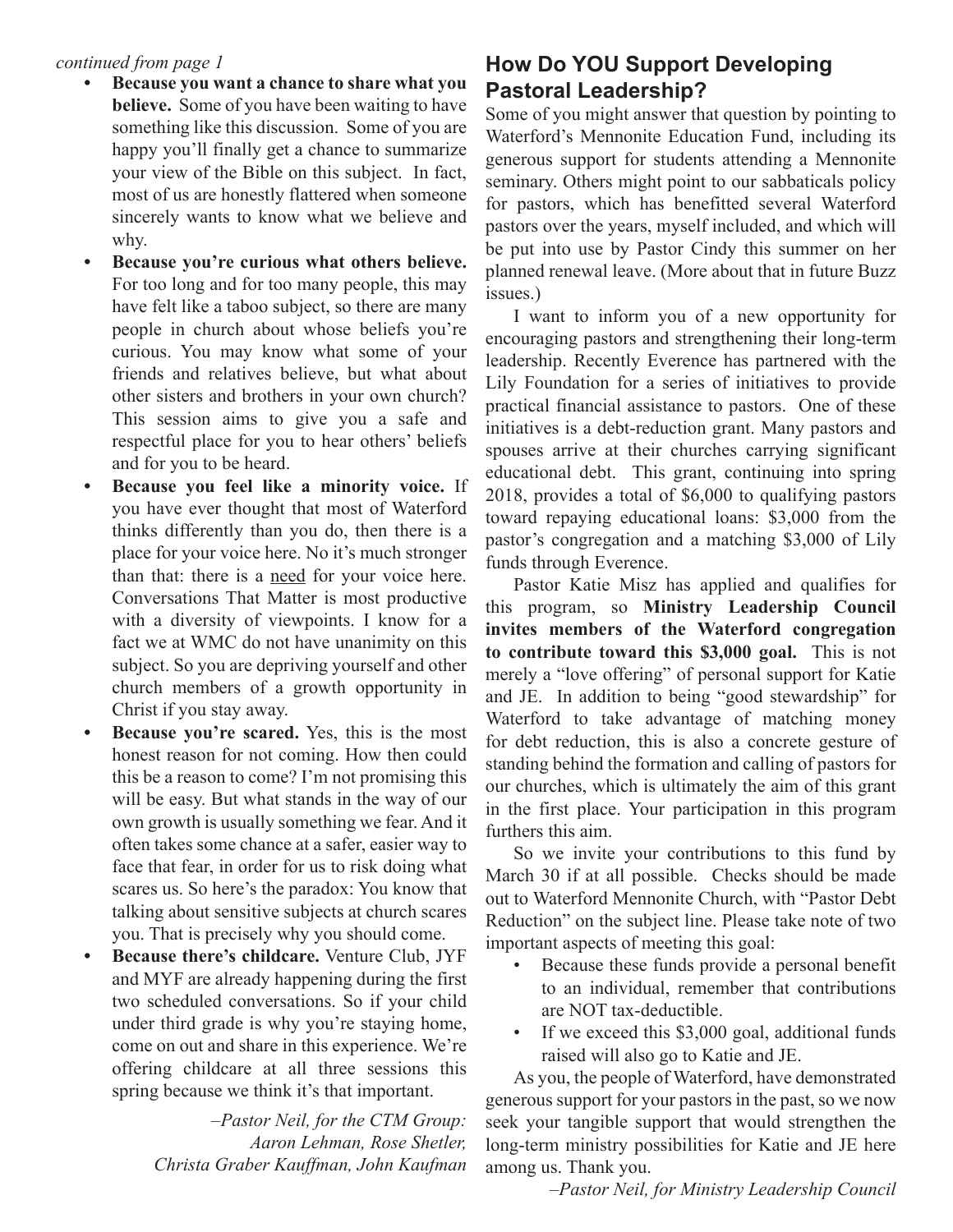*continued from page 1*

- **Because you want a chance to share what you believe.** Some of you have been waiting to have something like this discussion. Some of you are happy you'll finally get a chance to summarize your view of the Bible on this subject. In fact, most of us are honestly flattered when someone sincerely wants to know what we believe and why.
- **Because you're curious what others believe.** For too long and for too many people, this may have felt like a taboo subject, so there are many people in church about whose beliefs you're curious. You may know what some of your friends and relatives believe, but what about other sisters and brothers in your own church? This session aims to give you a safe and respectful place for you to hear others' beliefs and for you to be heard.
- **Because you feel like a minority voice.** If you have ever thought that most of Waterford thinks differently than you do, then there is a place for your voice here. No it's much stronger than that: there is a <u>need</u> for your voice here. Conversations That Matter is most productive with a diversity of viewpoints. I know for a fact we at WMC do not have unanimity on this subject. So you are depriving yourself and other church members of a growth opportunity in Christ if you stay away.
- **Because you're scared.** Yes, this is the most honest reason for not coming. How then could this be a reason to come? I'm not promising this will be easy. But what stands in the way of our own growth is usually something we fear. And it often takes some chance at a safer, easier way to face that fear, in order for us to risk doing what scares us. So here's the paradox: You know that talking about sensitive subjects at church scares you. That is precisely why you should come.
- **Because there's childcare.** Venture Club, JYF and MYF are already happening during the first two scheduled conversations. So if your child under third grade is why you're staying home, come on out and share in this experience. We're offering childcare at all three sessions this spring because we think it's that important.

*–Pastor Neil, for the CTM Group: Aaron Lehman, Rose Shetler, Christa Graber Kauffman, John Kaufman*

## How Do YOU Support Developing Pastoral Leadership?

Some of you might answer that question by pointing to Waterford's Mennonite Education Fund, including its generous support for students attending a Mennonite seminary. Others might point to our sabbaticals policy for pastors, which has benefitted several Waterford pastors over the years, myself included, and which will be put into use by Pastor Cindy this summer on her planned renewal leave. (More about that in future Buzz issues.)

I want to inform you of a new opportunity for encouraging pastors and strengthening their long-term leadership. Recently Everence has partnered with the Lily Foundation for a series of initiatives to provide practical financial assistance to pastors. One of these initiatives is a debt-reduction grant. Many pastors and spouses arrive at their churches carrying significant educational debt. This grant, continuing into spring 2018, provides a total of $6,000 to qualifying pastors toward repaying educational loans: $3,000 from the pastor's congregation and a matching $3,000 of Lily funds through Everence.

Pastor Katie Misz has applied and qualifies for this program, so **Ministry Leadership Council invites members of the Waterford congregation to contribute toward this $3,000 goal.** This is not merely a "love offering" of personal support for Katie and JE. In addition to being "good stewardship" for Waterford to take advantage of matching money for debt reduction, this is also a concrete gesture of standing behind the formation and calling of pastors for our churches, which is ultimately the aim of this grant in the first place. Your participation in this program furthers this aim.

So we invite your contributions to this fund by March 30 if at all possible. Checks should be made out to Waterford Mennonite Church, with "Pastor Debt Reduction" on the subject line. Please take note of two important aspects of meeting this goal:

- Because these funds provide a personal benefit to an individual, remember that contributions are NOT tax-deductible.
- If we exceed this $3,000 goal, additional funds raised will also go to Katie and JE.

As you, the people of Waterford, have demonstrated generous support for your pastors in the past, so we now seek your tangible support that would strengthen the long-term ministry possibilities for Katie and JE here among us. Thank you.

*–Pastor Neil, for Ministry Leadership Council*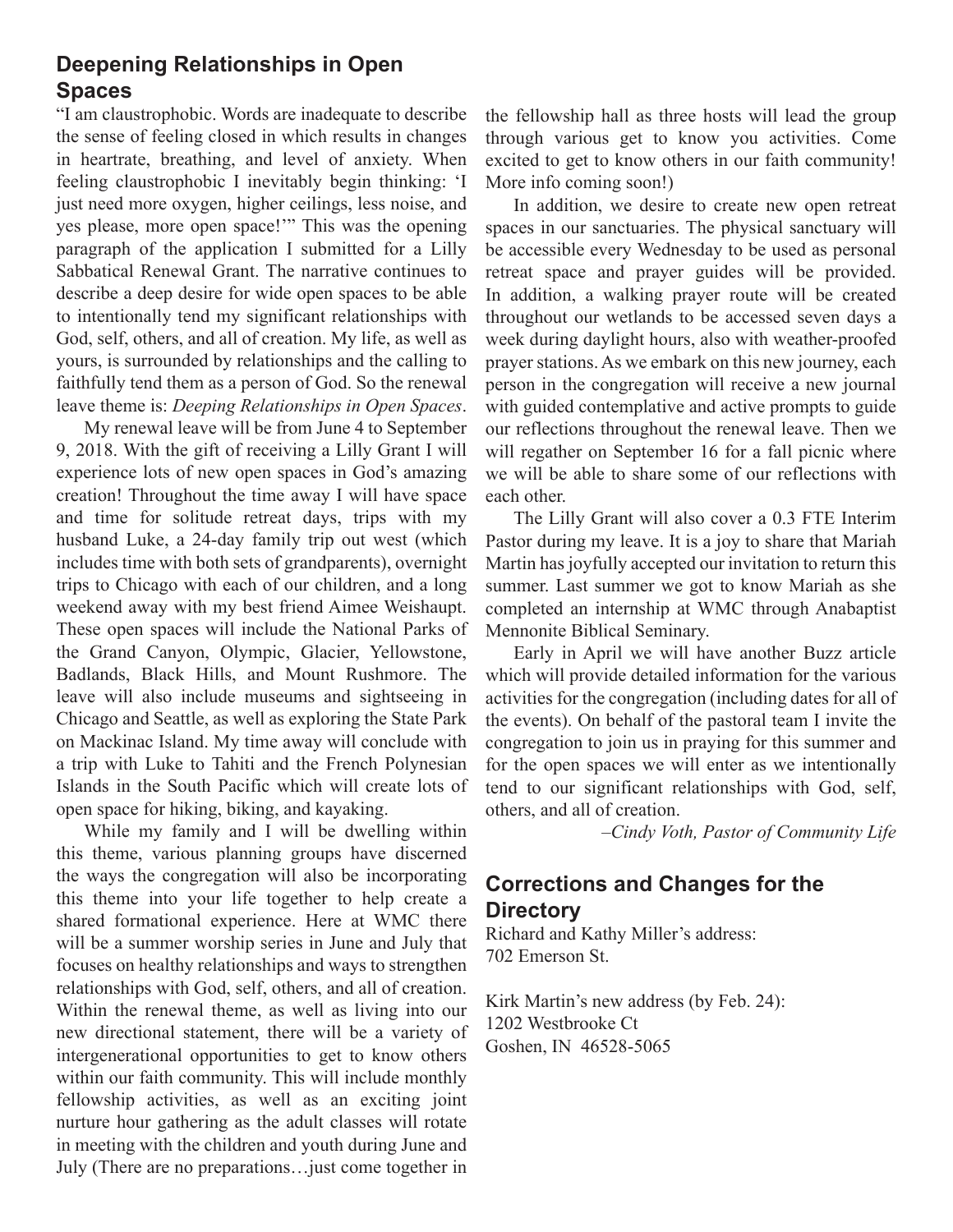## Deepening Relationships in Open Spaces

"I am claustrophobic. Words are inadequate to describe the sense of feeling closed in which results in changes in heartrate, breathing, and level of anxiety. When feeling claustrophobic I inevitably begin thinking: 'I just need more oxygen, higher ceilings, less noise, and yes please, more open space!'" This was the opening paragraph of the application I submitted for a Lilly Sabbatical Renewal Grant. The narrative continues to describe a deep desire for wide open spaces to be able to intentionally tend my significant relationships with God, self, others, and all of creation. My life, as well as yours, is surrounded by relationships and the calling to faithfully tend them as a person of God. So the renewal leave theme is: *Deeping Relationships in Open Spaces*.

My renewal leave will be from June 4 to September 9, 2018. With the gift of receiving a Lilly Grant I will experience lots of new open spaces in God's amazing creation! Throughout the time away I will have space and time for solitude retreat days, trips with my husband Luke, a 24-day family trip out west (which includes time with both sets of grandparents), overnight trips to Chicago with each of our children, and a long weekend away with my best friend Aimee Weishaupt. These open spaces will include the National Parks of the Grand Canyon, Olympic, Glacier, Yellowstone, Badlands, Black Hills, and Mount Rushmore. The leave will also include museums and sightseeing in Chicago and Seattle, as well as exploring the State Park on Mackinac Island. My time away will conclude with a trip with Luke to Tahiti and the French Polynesian Islands in the South Pacific which will create lots of open space for hiking, biking, and kayaking.

While my family and I will be dwelling within this theme, various planning groups have discerned the ways the congregation will also be incorporating this theme into your life together to help create a shared formational experience. Here at WMC there will be a summer worship series in June and July that focuses on healthy relationships and ways to strengthen relationships with God, self, others, and all of creation. Within the renewal theme, as well as living into our new directional statement, there will be a variety of intergenerational opportunities to get to know others within our faith community. This will include monthly fellowship activities, as well as an exciting joint nurture hour gathering as the adult classes will rotate in meeting with the children and youth during June and July (There are no preparations…just come together in the fellowship hall as three hosts will lead the group through various get to know you activities. Come excited to get to know others in our faith community! More info coming soon!)

In addition, we desire to create new open retreat spaces in our sanctuaries. The physical sanctuary will be accessible every Wednesday to be used as personal retreat space and prayer guides will be provided. In addition, a walking prayer route will be created throughout our wetlands to be accessed seven days a week during daylight hours, also with weather-proofed prayer stations. As we embark on this new journey, each person in the congregation will receive a new journal with guided contemplative and active prompts to guide our reflections throughout the renewal leave. Then we will regather on September 16 for a fall picnic where we will be able to share some of our reflections with each other.

The Lilly Grant will also cover a 0.3 FTE Interim Pastor during my leave. It is a joy to share that Mariah Martin has joyfully accepted our invitation to return this summer. Last summer we got to know Mariah as she completed an internship at WMC through Anabaptist Mennonite Biblical Seminary.

Early in April we will have another Buzz article which will provide detailed information for the various activities for the congregation (including dates for all of the events). On behalf of the pastoral team I invite the congregation to join us in praying for this summer and for the open spaces we will enter as we intentionally tend to our significant relationships with God, self, others, and all of creation.

*–Cindy Voth, Pastor of Community Life*

## Corrections and Changes for the Directory

Richard and Kathy Miller's address:
702 Emerson St.

Kirk Martin's new address (by Feb. 24):
1202 Westbrooke Ct
Goshen, IN 46528-5065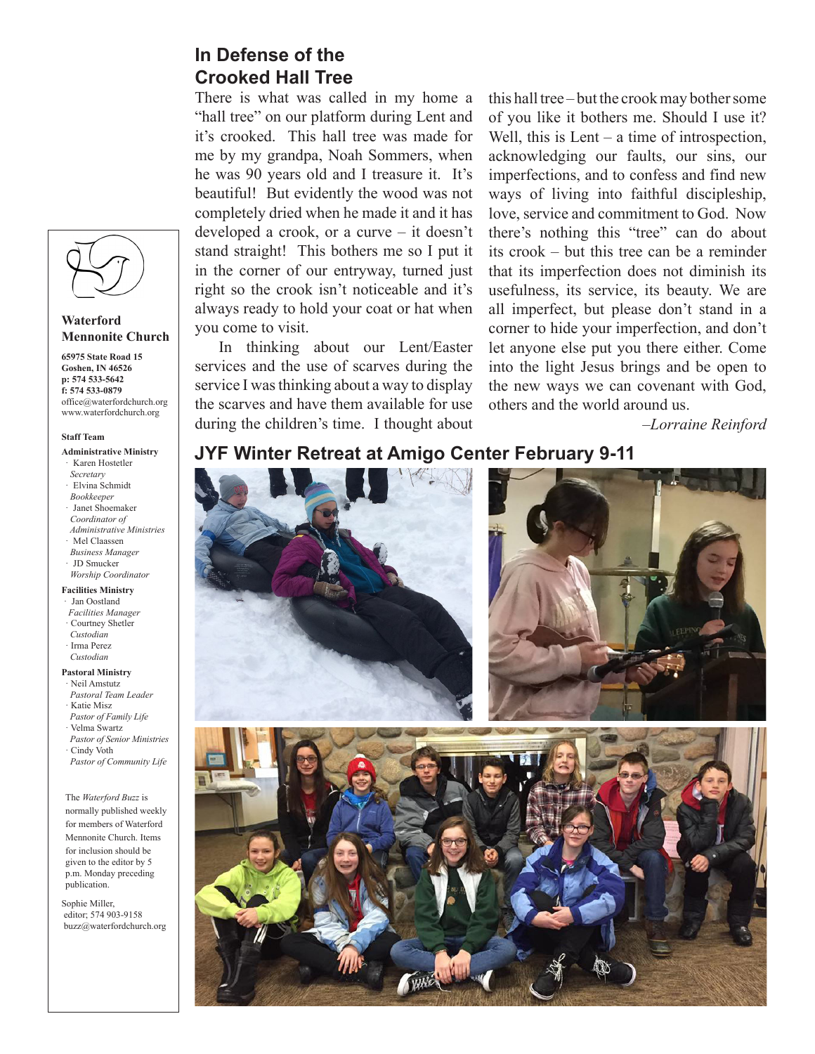## In Defense of the Crooked Hall Tree

There is what was called in my home a "hall tree" on our platform during Lent and it's crooked. This hall tree was made for me by my grandpa, Noah Sommers, when he was 90 years old and I treasure it. It's beautiful! But evidently the wood was not completely dried when he made it and it has developed a crook, or a curve – it doesn't stand straight! This bothers me so I put it in the corner of our entryway, turned just right so the crook isn't noticeable and it's always ready to hold your coat or hat when you come to visit.

In thinking about our Lent/Easter services and the use of scarves during the service I was thinking about a way to display the scarves and have them available for use during the children's time. I thought about this hall tree – but the crook may bother some of you like it bothers me. Should I use it? Well, this is Lent – a time of introspection, acknowledging our faults, our sins, our imperfections, and to confess and find new ways of living into faithful discipleship, love, service and commitment to God. Now there's nothing this "tree" can do about its crook – but this tree can be a reminder that its imperfection does not diminish its usefulness, its service, its beauty. We are all imperfect, but please don't stand in a corner to hide your imperfection, and don't let anyone else put you there either. Come into the light Jesus brings and be open to the new ways we can covenant with God, others and the world around us.

*–Lorraine Reinford*

## JYF Winter Retreat at Amigo Center February 9-11

---

**Waterford Mennonite Church**

**65975 State Road 15**
**Goshen, IN 46526**
**p: 574 533-5642**
**f: 574 533-0879**
office@waterfordchurch.org
www.waterfordchurch.org

**Staff Team**

**Administrative Ministry**
- Karen Hostetler
  *Secretary*
- Elvina Schmidt
  *Bookkeeper*
- Janet Shoemaker
  *Coordinator of Administrative Ministries*
- Mel Claassen
  *Business Manager*
- JD Smucker
  *Worship Coordinator*

**Facilities Ministry**
- Jan Oostland
  *Facilities Manager*
- Courtney Shetler
  *Custodian*
- Irma Perez
  *Custodian*

**Pastoral Ministry**
- Neil Amstutz
  *Pastoral Team Leader*
- Katie Misz
  *Pastor of Family Life*
- Velma Swartz
  *Pastor of Senior Ministries*
- Cindy Voth
  *Pastor of Community Life*

The *Waterford Buzz* is normally published weekly for members of Waterford Mennonite Church. Items for inclusion should be given to the editor by 5 p.m. Monday preceding publication.

Sophie Miller, editor; 574 903-9158
buzz@waterfordchurch.org